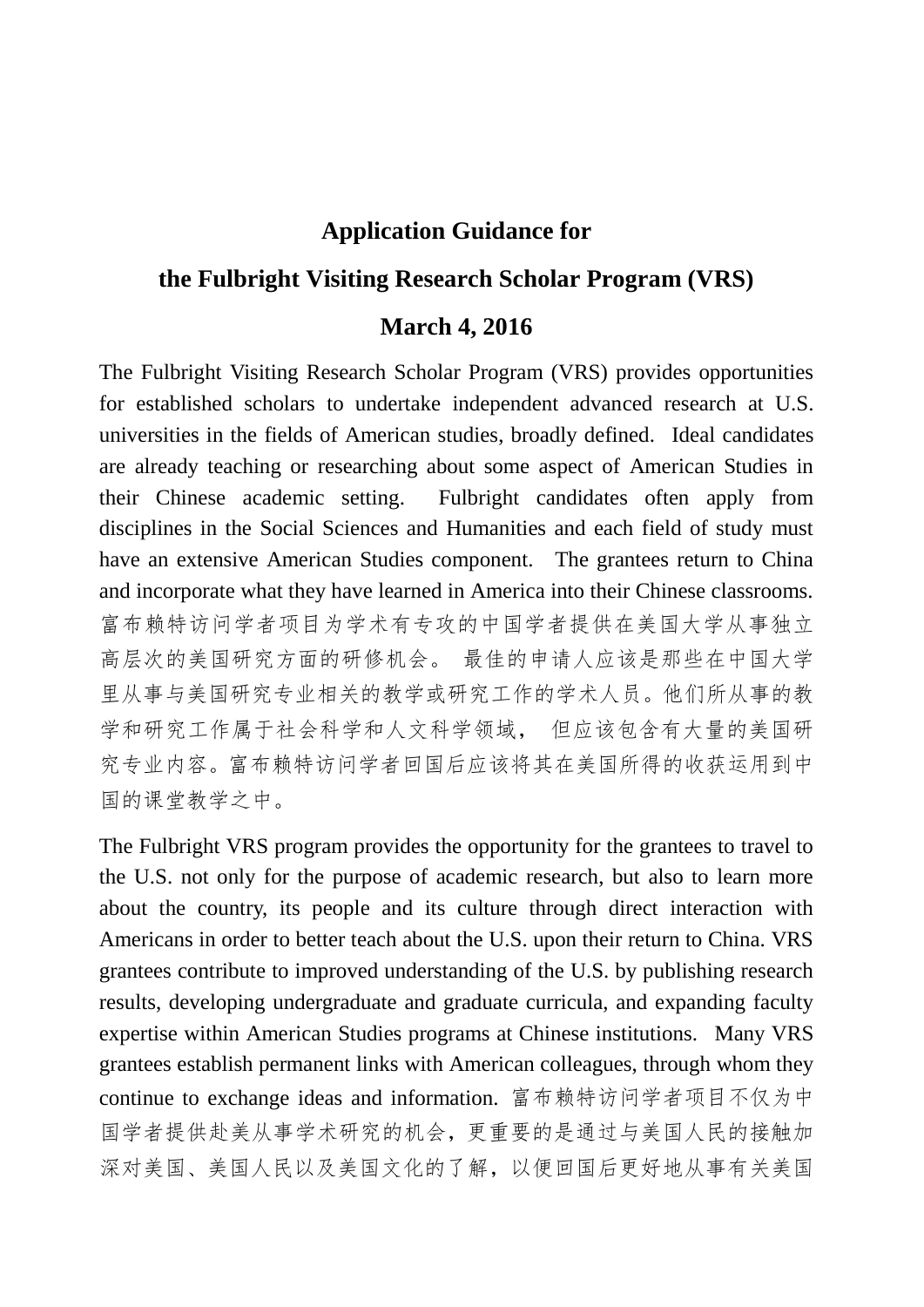# Application Guidance for

# the Fulbright Visiting Research Scholar Program (VRS)

## March 4, 2016

The Fulbright Visiting Research Scholar Program (VRS) provides opportunities for established scholars to undertake independent advanced research at U.S. universities in the fields of American studies, broadly defined. Ideal candidates are already teaching or researching about some aspect of American Studies in their Chinese academic setting. Fulbright candidates often apply from disciplines in the Social Sciences and Humanities and each field of study must have an extensive American Studies component. The grantees return to China and incorporate what they have learned in America into their Chinese classrooms. 富布赖特访问学者项目为学术有专攻的中国学者提供在美国大学从事独立高层次的美国研究方面的研修机会。 最佳的申请人应该是那些在中国大学里从事与美国研究专业相关的教学或研究工作的学术人员。他们所从事的教学和研究工作属于社会科学和人文科学领域， 但应该包含有大量的美国研究专业内容。富布赖特访问学者回国后应该将其在美国所得的收获运用到中国的课堂教学之中。

The Fulbright VRS program provides the opportunity for the grantees to travel to the U.S. not only for the purpose of academic research, but also to learn more about the country, its people and its culture through direct interaction with Americans in order to better teach about the U.S. upon their return to China. VRS grantees contribute to improved understanding of the U.S. by publishing research results, developing undergraduate and graduate curricula, and expanding faculty expertise within American Studies programs at Chinese institutions. Many VRS grantees establish permanent links with American colleagues, through whom they continue to exchange ideas and information. 富布赖特访问学者项目不仅为中国学者提供赴美从事学术研究的机会，更重要的是通过与美国人民的接触加深对美国、美国人民以及美国文化的了解，以便回国后更好地从事有关美国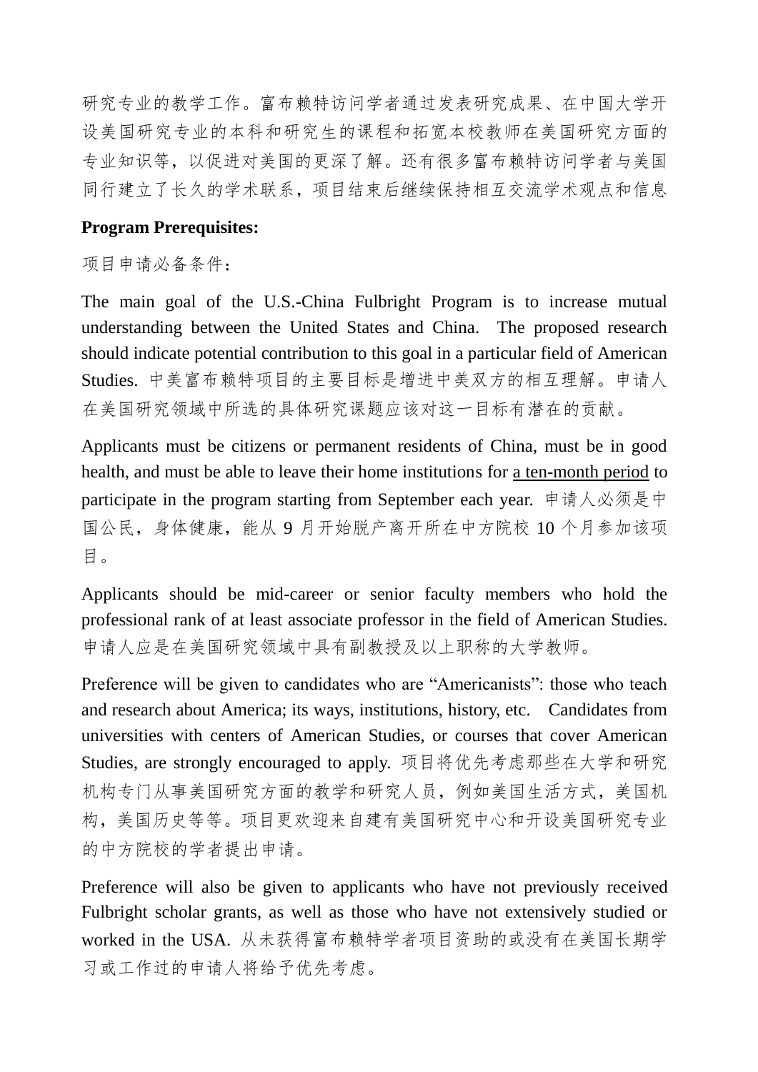研究专业的教学工作。富布赖特访问学者通过发表研究成果、在中国大学开设美国研究专业的本科和研究生的课程和拓宽本校教师在美国研究方面的专业知识等，以促进对美国的更深了解。还有很多富布赖特访问学者与美国同行建立了长久的学术联系，项目结束后继续保持相互交流学术观点和信息

**Program Prerequisites:**

项目申请必备条件：

The main goal of the U.S.-China Fulbright Program is to increase mutual understanding between the United States and China. The proposed research should indicate potential contribution to this goal in a particular field of American Studies. 中美富布赖特项目的主要目标是增进中美双方的相互理解。申请人在美国研究领域中所选的具体研究课题应该对这一目标有潜在的贡献。

Applicants must be citizens or permanent residents of China, must be in good health, and must be able to leave their home institutions for <u>a ten-month period</u> to participate in the program starting from September each year. 申请人必须是中国公民，身体健康，能从 9 月开始脱产离开所在中方院校 10 个月参加该项目。

Applicants should be mid-career or senior faculty members who hold the professional rank of at least associate professor in the field of American Studies. 申请人应是在美国研究领域中具有副教授及以上职称的大学教师。

Preference will be given to candidates who are “Americanists”: those who teach and research about America; its ways, institutions, history, etc. Candidates from universities with centers of American Studies, or courses that cover American Studies, are strongly encouraged to apply. 项目将优先考虑那些在大学和研究机构专门从事美国研究方面的教学和研究人员，例如美国生活方式，美国机构，美国历史等等。项目更欢迎来自建有美国研究中心和开设美国研究专业的中方院校的学者提出申请。

Preference will also be given to applicants who have not previously received Fulbright scholar grants, as well as those who have not extensively studied or worked in the USA. 从未获得富布赖特学者项目资助的或没有在美国长期学习或工作过的申请人将给予优先考虑。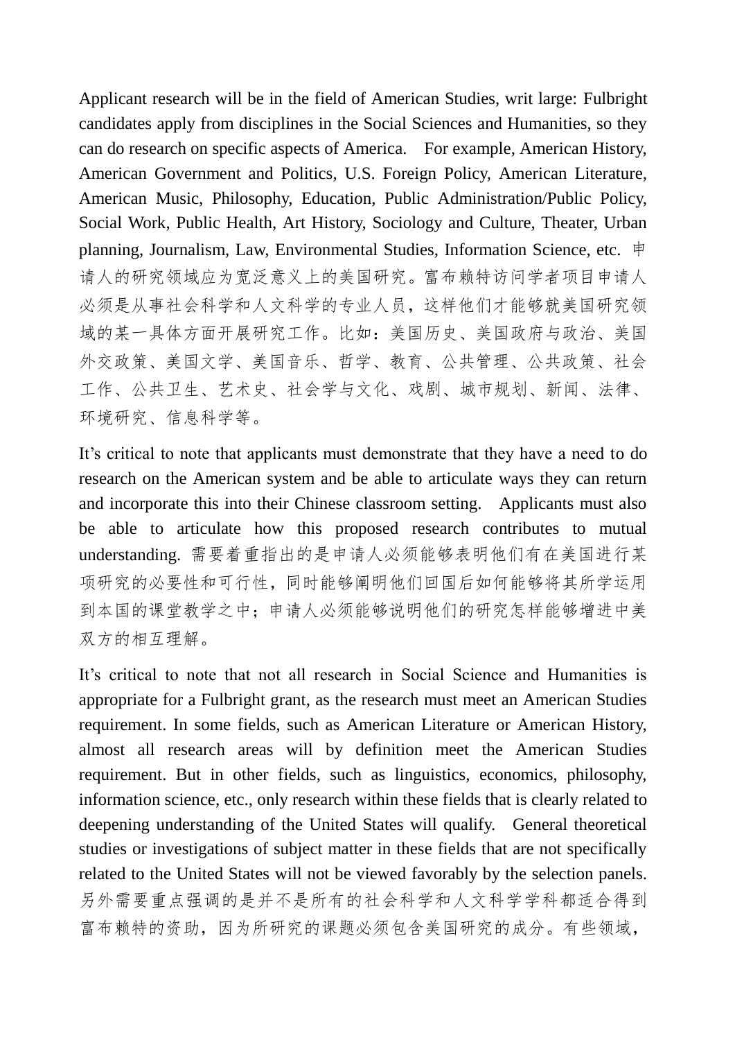Applicant research will be in the field of American Studies, writ large: Fulbright candidates apply from disciplines in the Social Sciences and Humanities, so they can do research on specific aspects of America. For example, American History, American Government and Politics, U.S. Foreign Policy, American Literature, American Music, Philosophy, Education, Public Administration/Public Policy, Social Work, Public Health, Art History, Sociology and Culture, Theater, Urban planning, Journalism, Law, Environmental Studies, Information Science, etc. 申请人的研究领域应为宽泛意义上的美国研究。富布赖特访问学者项目申请人必须是从事社会科学和人文科学的专业人员，这样他们才能够就美国研究领域的某一具体方面开展研究工作。比如：美国历史、美国政府与政治、美国外交政策、美国文学、美国音乐、哲学、教育、公共管理、公共政策、社会工作、公共卫生、艺术史、社会学与文化、戏剧、城市规划、新闻、法律、环境研究、信息科学等。

It's critical to note that applicants must demonstrate that they have a need to do research on the American system and be able to articulate ways they can return and incorporate this into their Chinese classroom setting. Applicants must also be able to articulate how this proposed research contributes to mutual understanding. 需要着重指出的是申请人必须能够表明他们有在美国进行某项研究的必要性和可行性，同时能够阐明他们回国后如何能够将其所学运用到本国的课堂教学之中；申请人必须能够说明他们的研究怎样能够增进中美双方的相互理解。

It's critical to note that not all research in Social Science and Humanities is appropriate for a Fulbright grant, as the research must meet an American Studies requirement. In some fields, such as American Literature or American History, almost all research areas will by definition meet the American Studies requirement. But in other fields, such as linguistics, economics, philosophy, information science, etc., only research within these fields that is clearly related to deepening understanding of the United States will qualify. General theoretical studies or investigations of subject matter in these fields that are not specifically related to the United States will not be viewed favorably by the selection panels. 另外需要重点强调的是并不是所有的社会科学和人文科学学科都适合得到富布赖特的资助，因为所研究的课题必须包含美国研究的成分。有些领域，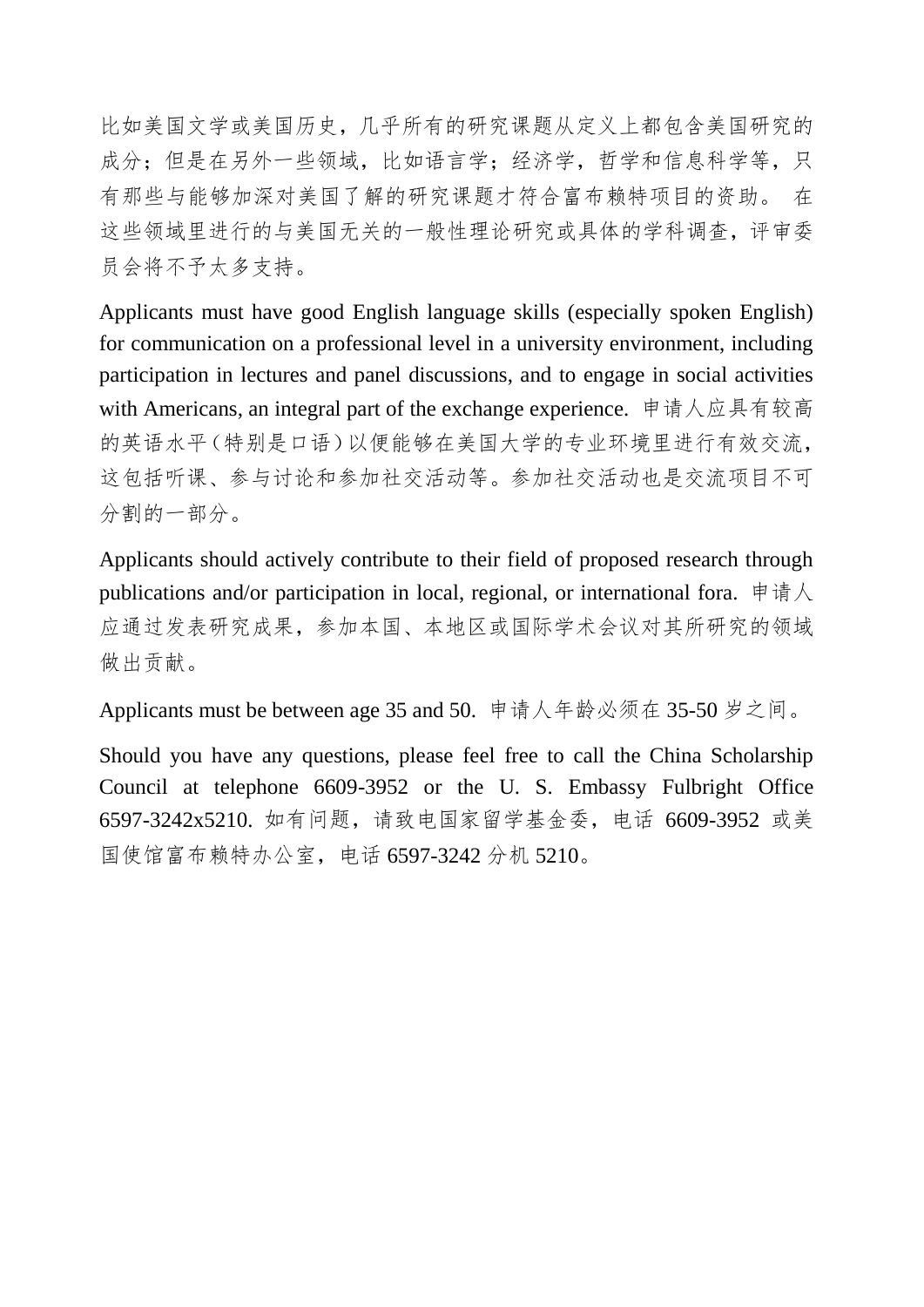比如美国文学或美国历史，几乎所有的研究课题从定义上都包含美国研究的成分；但是在另外一些领域，比如语言学；经济学，哲学和信息科学等，只有那些与能够加深对美国了解的研究课题才符合富布赖特项目的资助。 在这些领域里进行的与美国无关的一般性理论研究或具体的学科调查，评审委员会将不予太多支持。

Applicants must have good English language skills (especially spoken English) for communication on a professional level in a university environment, including participation in lectures and panel discussions, and to engage in social activities with Americans, an integral part of the exchange experience. 申请人应具有较高的英语水平（特别是口语）以便能够在美国大学的专业环境里进行有效交流，这包括听课、参与讨论和参加社交活动等。参加社交活动也是交流项目不可分割的一部分。

Applicants should actively contribute to their field of proposed research through publications and/or participation in local, regional, or international fora. 申请人应通过发表研究成果，参加本国、本地区或国际学术会议对其所研究的领域做出贡献。

Applicants must be between age 35 and 50. 申请人年龄必须在 35-50 岁之间。

Should you have any questions, please feel free to call the China Scholarship Council at telephone 6609-3952 or the U. S. Embassy Fulbright Office 6597-3242x5210. 如有问题，请致电国家留学基金委，电话 6609-3952 或美国使馆富布赖特办公室，电话 6597-3242 分机 5210。